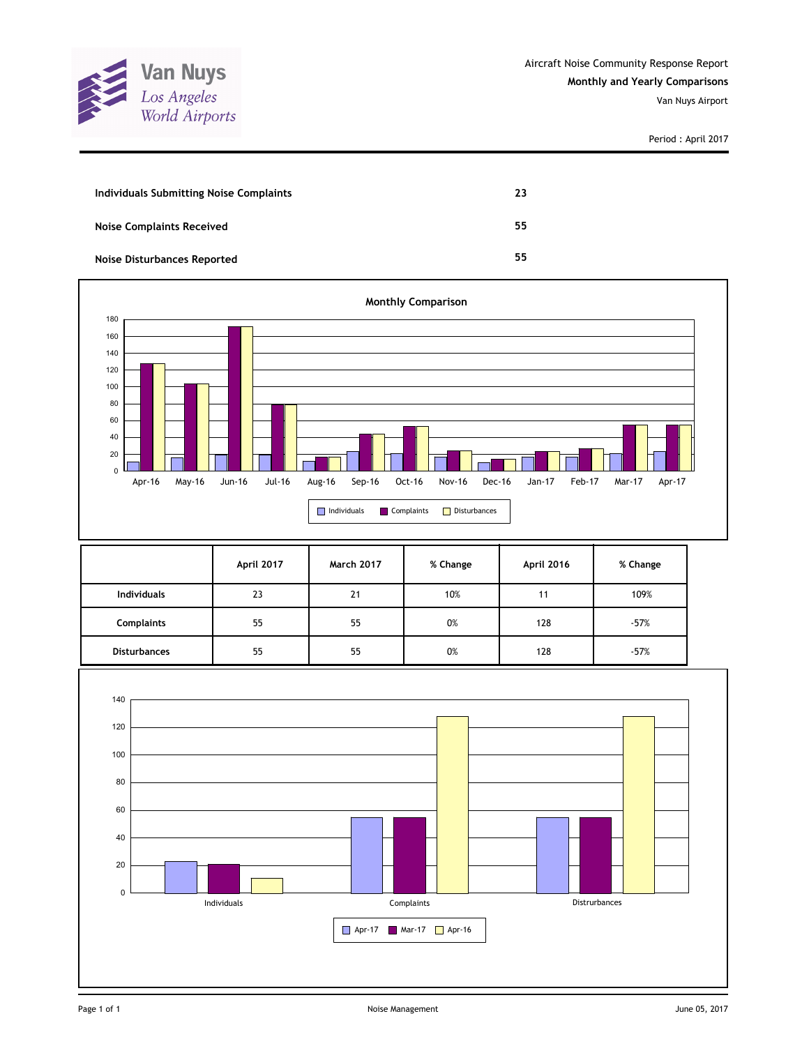Van Nuys
Los Angeles World Airports

Aircraft Noise Community Response Report

**Monthly and Yearly Comparisons**

Van Nuys Airport

Period : April 2017

| | |
|---|---|
| **Individuals Submitting Noise Complaints** | **23** |
| **Noise Complaints Received** | **55** |
| **Noise Disturbances Reported** | **55** |

**Monthly Comparison**

| | Apr-16 | May-16 | Jun-16 | Jul-16 | Aug-16 | Sep-16 | Oct-16 | Nov-16 | Dec-16 | Jan-17 | Feb-17 | Mar-17 | Apr-17 |
|---|---|---|---|---|---|---|---|---|---|---|---|---|---|
| Individuals | | | | | | | | | | | | | |
| Complaints | | | | | | | | | | | | | |
| Disturbances | | | | | | | | | | | | | |

| | **April 2017** | **March 2017** | **% Change** | **April 2016** | **% Change** |
|---|---|---|---|---|---|
| **Individuals** | 23 | 21 | 10% | 11 | 109% |
| **Complaints** | 55 | 55 | 0% | 128 | -57% |
| **Disturbances** | 55 | 55 | 0% | 128 | -57% |

Individuals | Complaints | Distrurbances

Apr-17 | Mar-17 | Apr-16

Noise Management

June 05, 2017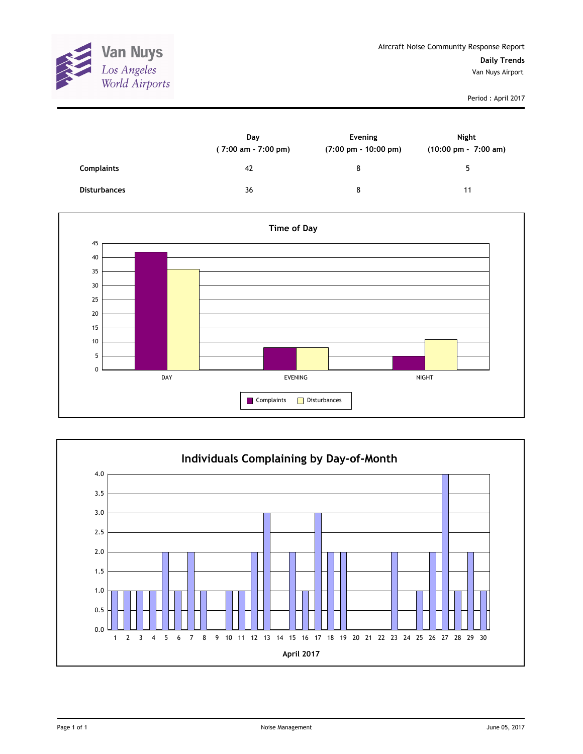Van Nuys
*Los Angeles World Airports*

Aircraft Noise Community Response Report

**Daily Trends**

Van Nuys Airport

Period : April 2017

| | Day ( 7:00 am - 7:00 pm) | Evening (7:00 pm - 10:00 pm) | Night (10:00 pm - 7:00 am) |
|---|---|---|---|
| **Complaints** | 42 | 8 | 5 |
| **Disturbances** | 36 | 8 | 11 |

**Time of Day**

| | DAY | EVENING | NIGHT |
|---|---|---|---|
| Complaints | 42 | 8 | 5 |
| Disturbances | 36 | 8 | 11 |

**Individuals Complaining by Day-of-Month**

April 2017

| Day | 1 | 2 | 3 | 4 | 5 | 6 | 7 | 8 | 9 | 10 | 11 | 12 | 13 | 14 | 15 | 16 | 17 | 18 | 19 | 20 | 21 | 22 | 23 | 24 | 25 | 26 | 27 | 28 | 29 | 30 |
|---|---|---|---|---|---|---|---|---|---|---|---|---|---|---|---|---|---|---|---|---|---|---|---|---|---|---|---|---|---|---|
| Individuals | 1 | 1 | 1 | 1 | 2 | 1 | 2 | 1 | 0 | 1 | 1 | 2 | 3 | 0 | 2 | 1 | 3 | 2 | 2 | 0 | 0 | 0 | 2 | 0 | 1 | 2 | 4 | 1 | 2 | 1 |

Noise Management

June 05, 2017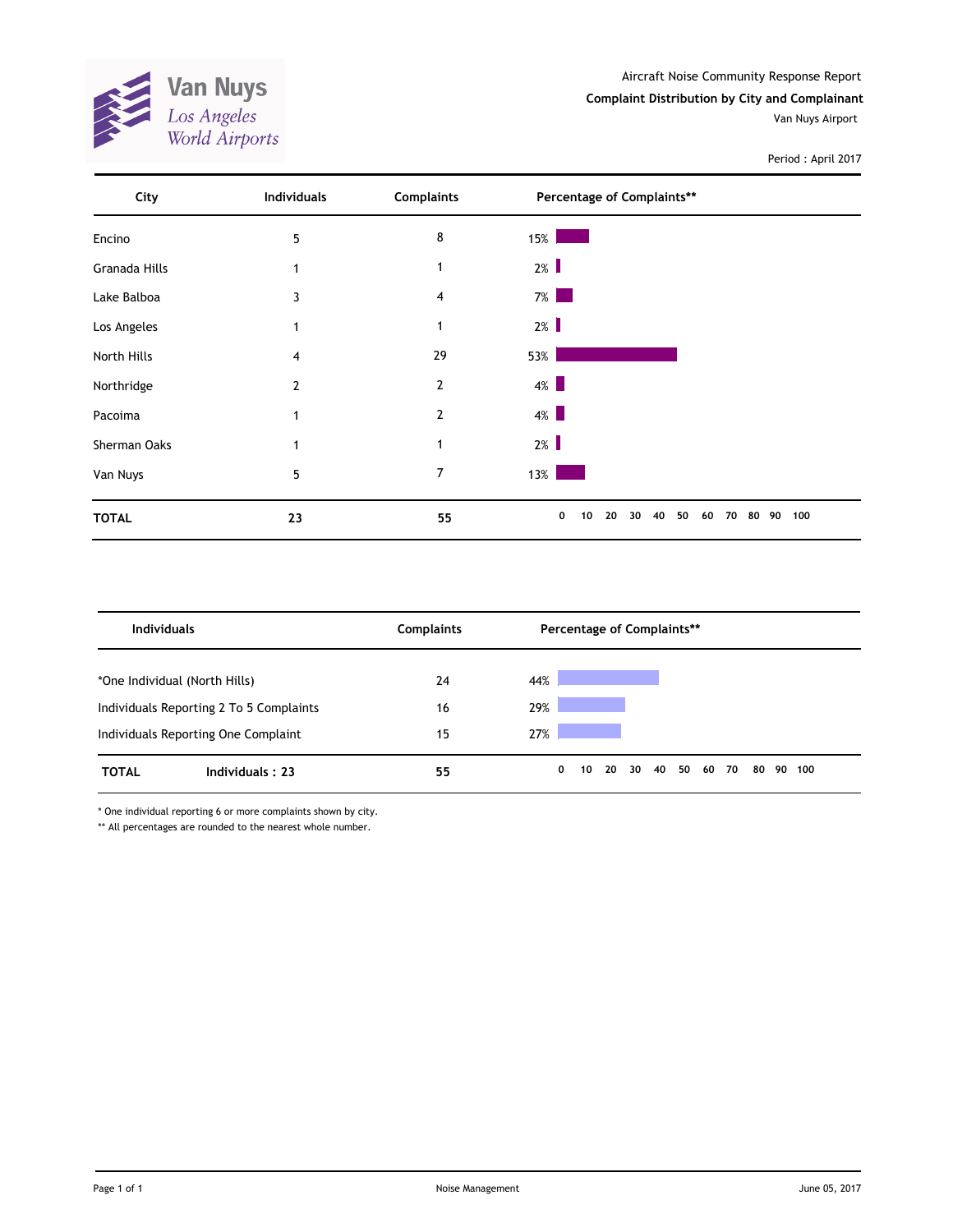Van Nuys
Los Angeles World Airports

Aircraft Noise Community Response Report

**Complaint Distribution by City and Complainant**

Van Nuys Airport

Period : April 2017

| City | Individuals | Complaints | Percentage of Complaints** |
|---|---|---|---|
| Encino | 5 | 8 | 15% |
| Granada Hills | 1 | 1 | 2% |
| Lake Balboa | 3 | 4 | 7% |
| Los Angeles | 1 | 1 | 2% |
| North Hills | 4 | 29 | 53% |
| Northridge | 2 | 2 | 4% |
| Pacoima | 1 | 2 | 4% |
| Sherman Oaks | 1 | 1 | 2% |
| Van Nuys | 5 | 7 | 13% |
| **TOTAL** | **23** | **55** | |

| Individuals | Complaints | Percentage of Complaints** |
|---|---|---|
| *One Individual (North Hills) | 24 | 44% |
| Individuals Reporting 2 To 5 Complaints | 16 | 29% |
| Individuals Reporting One Complaint | 15 | 27% |
| **TOTAL** **Individuals : 23** | **55** | |

* One individual reporting 6 or more complaints shown by city.

** All percentages are rounded to the nearest whole number.

Noise Management

June 05, 2017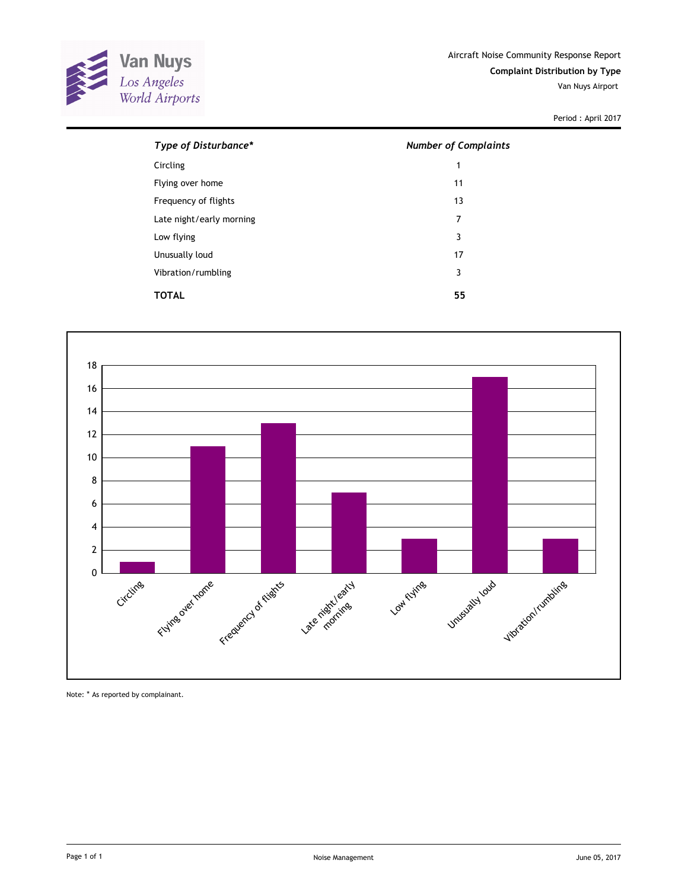Van Nuys
Los Angeles World Airports

Aircraft Noise Community Response Report

**Complaint Distribution by Type**

Van Nuys Airport

Period : April 2017

| *Type of Disturbance\** | *Number of Complaints* |
|---|---|
| Circling | 1 |
| Flying over home | 11 |
| Frequency of flights | 13 |
| Late night/early morning | 7 |
| Low flying | 3 |
| Unusually loud | 17 |
| Vibration/rumbling | 3 |
| **TOTAL** | **55** |

Note: * As reported by complainant.

Noise Management

June 05, 2017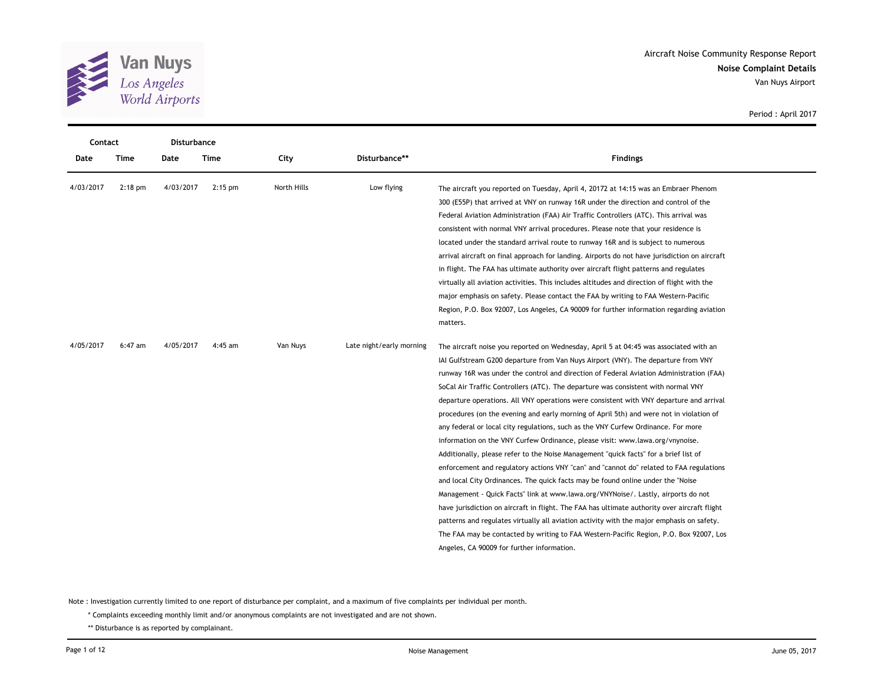Aircraft Noise Community Response Report

**Noise Complaint Details**

Van Nuys Airport

Period : April 2017

| Contact Date | Contact Time | Disturbance Date | Disturbance Time | City | Disturbance** | Findings |
|---|---|---|---|---|---|---|
| 4/03/2017 | 2:18 pm | 4/03/2017 | 2:15 pm | North Hills | Low flying | The aircraft you reported on Tuesday, April 4, 20172 at 14:15 was an Embraer Phenom 300 (E55P) that arrived at VNY on runway 16R under the direction and control of the Federal Aviation Administration (FAA) Air Traffic Controllers (ATC). This arrival was consistent with normal VNY arrival procedures. Please note that your residence is located under the standard arrival route to runway 16R and is subject to numerous arrival aircraft on final approach for landing. Airports do not have jurisdiction on aircraft in flight. The FAA has ultimate authority over aircraft flight patterns and regulates virtually all aviation activities. This includes altitudes and direction of flight with the major emphasis on safety. Please contact the FAA by writing to FAA Western-Pacific Region, P.O. Box 92007, Los Angeles, CA 90009 for further information regarding aviation matters. |
| 4/05/2017 | 6:47 am | 4/05/2017 | 4:45 am | Van Nuys | Late night/early morning | The aircraft noise you reported on Wednesday, April 5 at 04:45 was associated with an IAI Gulfstream G200 departure from Van Nuys Airport (VNY). The departure from VNY runway 16R was under the control and direction of Federal Aviation Administration (FAA) SoCal Air Traffic Controllers (ATC). The departure was consistent with normal VNY departure operations. All VNY operations were consistent with VNY departure and arrival procedures (on the evening and early morning of April 5th) and were not in violation of any federal or local city regulations, such as the VNY Curfew Ordinance. For more information on the VNY Curfew Ordinance, please visit: www.lawa.org/vnynoise. Additionally, please refer to the Noise Management "quick facts" for a brief list of enforcement and regulatory actions VNY "can" and "cannot do" related to FAA regulations and local City Ordinances. The quick facts may be found online under the "Noise Management - Quick Facts" link at www.lawa.org/VNYNoise/. Lastly, airports do not have jurisdiction on aircraft in flight. The FAA has ultimate authority over aircraft flight patterns and regulates virtually all aviation activity with the major emphasis on safety. The FAA may be contacted by writing to FAA Western-Pacific Region, P.O. Box 92007, Los Angeles, CA 90009 for further information. |

Note : Investigation currently limited to one report of disturbance per complaint, and a maximum of five complaints per individual per month.

\* Complaints exceeding monthly limit and/or anonymous complaints are not investigated and are not shown.

\*\* Disturbance is as reported by complainant.

Noise Management

June 05, 2017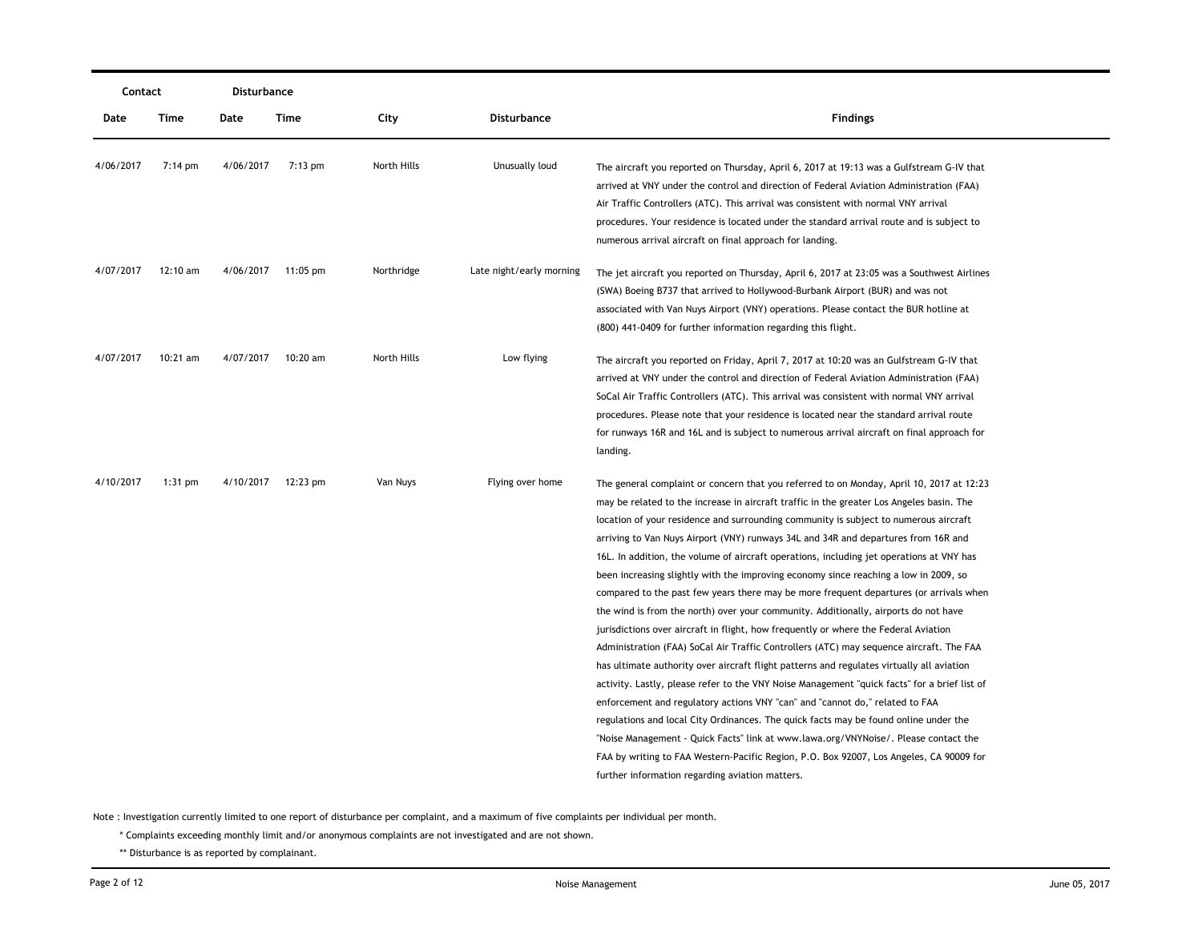| Contact | | Disturbance | | | | |
|---|---|---|---|---|---|---|
| Date | Time | Date | Time | City | Disturbance | Findings |
| 4/06/2017 | 7:14 pm | 4/06/2017 | 7:13 pm | North Hills | Unusually loud | The aircraft you reported on Thursday, April 6, 2017 at 19:13 was a Gulfstream G-IV that arrived at VNY under the control and direction of Federal Aviation Administration (FAA) Air Traffic Controllers (ATC). This arrival was consistent with normal VNY arrival procedures. Your residence is located under the standard arrival route and is subject to numerous arrival aircraft on final approach for landing. |
| 4/07/2017 | 12:10 am | 4/06/2017 | 11:05 pm | Northridge | Late night/early morning | The jet aircraft you reported on Thursday, April 6, 2017 at 23:05 was a Southwest Airlines (SWA) Boeing B737 that arrived to Hollywood-Burbank Airport (BUR) and was not associated with Van Nuys Airport (VNY) operations. Please contact the BUR hotline at (800) 441-0409 for further information regarding this flight. |
| 4/07/2017 | 10:21 am | 4/07/2017 | 10:20 am | North Hills | Low flying | The aircraft you reported on Friday, April 7, 2017 at 10:20 was an Gulfstream G-IV that arrived at VNY under the control and direction of Federal Aviation Administration (FAA) SoCal Air Traffic Controllers (ATC). This arrival was consistent with normal VNY arrival procedures. Please note that your residence is located near the standard arrival route for runways 16R and 16L and is subject to numerous arrival aircraft on final approach for landing. |
| 4/10/2017 | 1:31 pm | 4/10/2017 | 12:23 pm | Van Nuys | Flying over home | The general complaint or concern that you referred to on Monday, April 10, 2017 at 12:23 may be related to the increase in aircraft traffic in the greater Los Angeles basin. The location of your residence and surrounding community is subject to numerous aircraft arriving to Van Nuys Airport (VNY) runways 34L and 34R and departures from 16R and 16L. In addition, the volume of aircraft operations, including jet operations at VNY has been increasing slightly with the improving economy since reaching a low in 2009, so compared to the past few years there may be more frequent departures (or arrivals when the wind is from the north) over your community. Additionally, airports do not have jurisdictions over aircraft in flight, how frequently or where the Federal Aviation Administration (FAA) SoCal Air Traffic Controllers (ATC) may sequence aircraft. The FAA has ultimate authority over aircraft flight patterns and regulates virtually all aviation activity. Lastly, please refer to the VNY Noise Management "quick facts" for a brief list of enforcement and regulatory actions VNY "can" and "cannot do," related to FAA regulations and local City Ordinances. The quick facts may be found online under the "Noise Management - Quick Facts" link at www.lawa.org/VNYNoise/. Please contact the FAA by writing to FAA Western-Pacific Region, P.O. Box 92007, Los Angeles, CA 90009 for further information regarding aviation matters. |

Note : Investigation currently limited to one report of disturbance per complaint, and a maximum of five complaints per individual per month.

\* Complaints exceeding monthly limit and/or anonymous complaints are not investigated and are not shown.

\*\* Disturbance is as reported by complainant.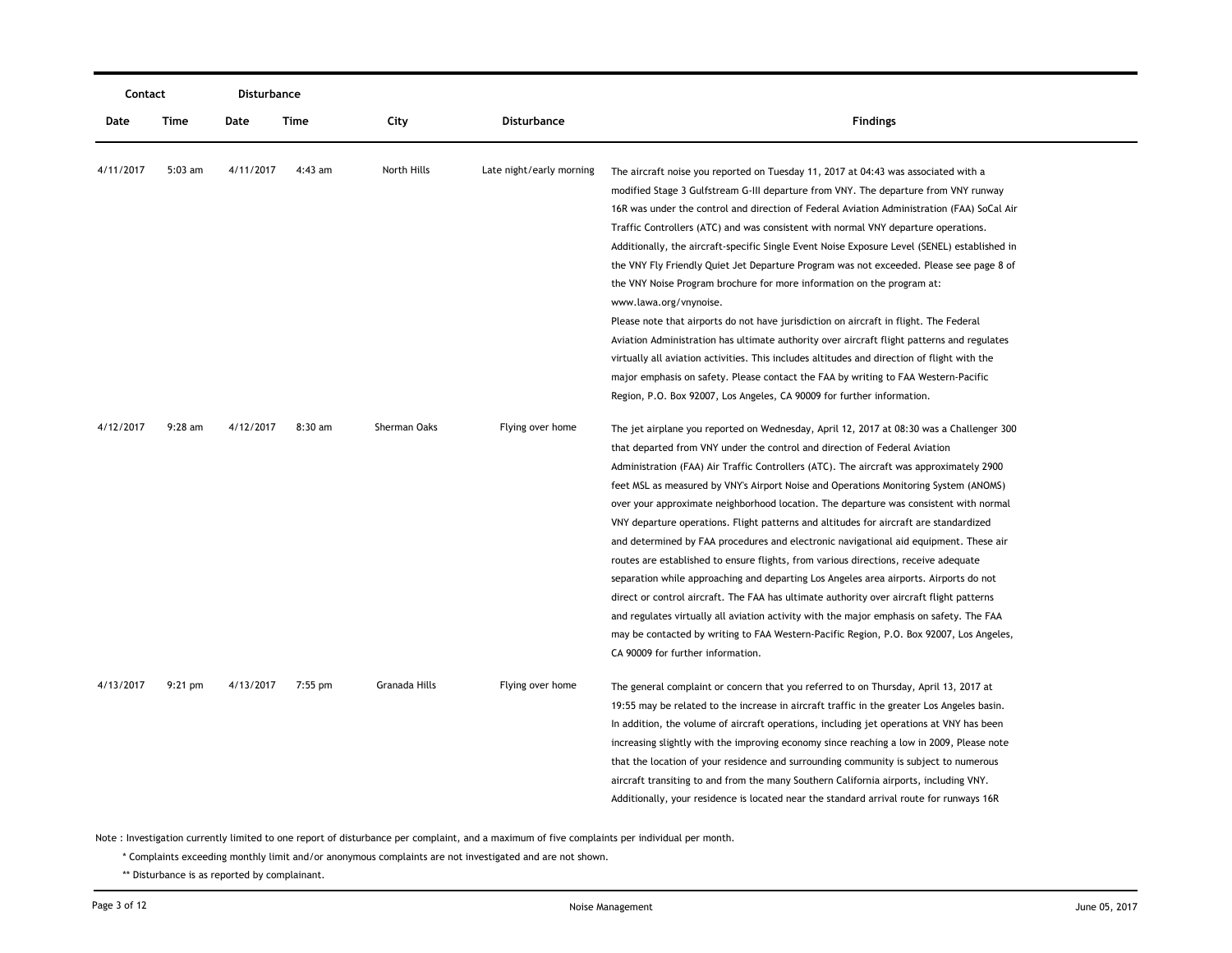| Contact | | Disturbance | | | | |
|---|---|---|---|---|---|---|
| Date | Time | Date | Time | City | Disturbance | Findings |
| 4/11/2017 | 5:03 am | 4/11/2017 | 4:43 am | North Hills | Late night/early morning | The aircraft noise you reported on Tuesday 11, 2017 at 04:43 was associated with a modified Stage 3 Gulfstream G-III departure from VNY. The departure from VNY runway 16R was under the control and direction of Federal Aviation Administration (FAA) SoCal Air Traffic Controllers (ATC) and was consistent with normal VNY departure operations. Additionally, the aircraft-specific Single Event Noise Exposure Level (SENEL) established in the VNY Fly Friendly Quiet Jet Departure Program was not exceeded. Please see page 8 of the VNY Noise Program brochure for more information on the program at: www.lawa.org/vnynoise. Please note that airports do not have jurisdiction on aircraft in flight. The Federal Aviation Administration has ultimate authority over aircraft flight patterns and regulates virtually all aviation activities. This includes altitudes and direction of flight with the major emphasis on safety. Please contact the FAA by writing to FAA Western-Pacific Region, P.O. Box 92007, Los Angeles, CA 90009 for further information. |
| 4/12/2017 | 9:28 am | 4/12/2017 | 8:30 am | Sherman Oaks | Flying over home | The jet airplane you reported on Wednesday, April 12, 2017 at 08:30 was a Challenger 300 that departed from VNY under the control and direction of Federal Aviation Administration (FAA) Air Traffic Controllers (ATC). The aircraft was approximately 2900 feet MSL as measured by VNY's Airport Noise and Operations Monitoring System (ANOMS) over your approximate neighborhood location. The departure was consistent with normal VNY departure operations. Flight patterns and altitudes for aircraft are standardized and determined by FAA procedures and electronic navigational aid equipment. These air routes are established to ensure flights, from various directions, receive adequate separation while approaching and departing Los Angeles area airports. Airports do not direct or control aircraft. The FAA has ultimate authority over aircraft flight patterns and regulates virtually all aviation activity with the major emphasis on safety. The FAA may be contacted by writing to FAA Western-Pacific Region, P.O. Box 92007, Los Angeles, CA 90009 for further information. |
| 4/13/2017 | 9:21 pm | 4/13/2017 | 7:55 pm | Granada Hills | Flying over home | The general complaint or concern that you referred to on Thursday, April 13, 2017 at 19:55 may be related to the increase in aircraft traffic in the greater Los Angeles basin. In addition, the volume of aircraft operations, including jet operations at VNY has been increasing slightly with the improving economy since reaching a low in 2009, Please note that the location of your residence and surrounding community is subject to numerous aircraft transiting to and from the many Southern California airports, including VNY. Additionally, your residence is located near the standard arrival route for runways 16R |

Note : Investigation currently limited to one report of disturbance per complaint, and a maximum of five complaints per individual per month.

\* Complaints exceeding monthly limit and/or anonymous complaints are not investigated and are not shown.

\*\* Disturbance is as reported by complainant.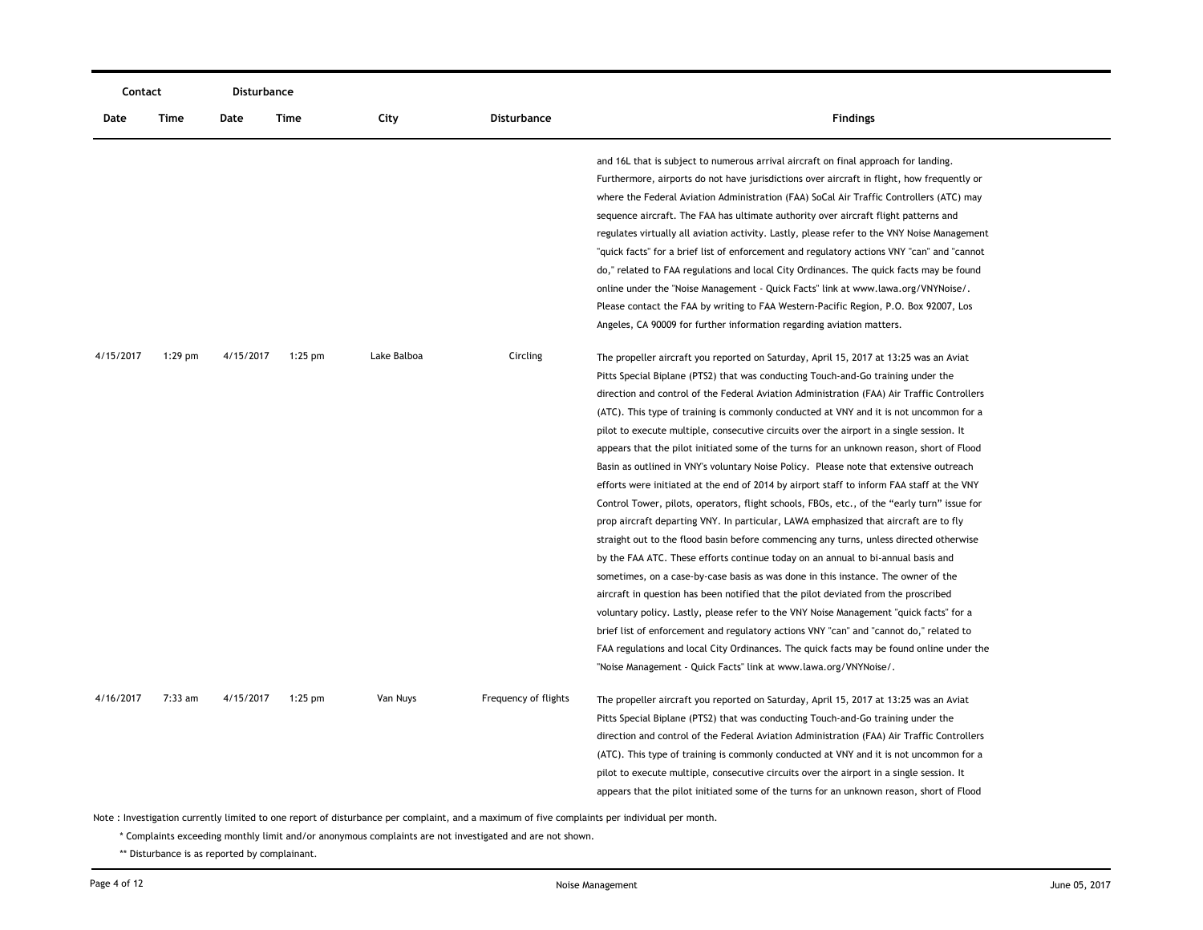| Contact | | Disturbance | | | | |
|---|---|---|---|---|---|---|
| Date | Time | Date | Time | City | Disturbance | Findings |
| | | | | | | and 16L that is subject to numerous arrival aircraft on final approach for landing. Furthermore, airports do not have jurisdictions over aircraft in flight, how frequently or where the Federal Aviation Administration (FAA) SoCal Air Traffic Controllers (ATC) may sequence aircraft. The FAA has ultimate authority over aircraft flight patterns and regulates virtually all aviation activity. Lastly, please refer to the VNY Noise Management "quick facts" for a brief list of enforcement and regulatory actions VNY "can" and "cannot do," related to FAA regulations and local City Ordinances. The quick facts may be found online under the "Noise Management - Quick Facts" link at www.lawa.org/VNYNoise/. Please contact the FAA by writing to FAA Western-Pacific Region, P.O. Box 92007, Los Angeles, CA 90009 for further information regarding aviation matters. |
| 4/15/2017 | 1:29 pm | 4/15/2017 | 1:25 pm | Lake Balboa | Circling | The propeller aircraft you reported on Saturday, April 15, 2017 at 13:25 was an Aviat Pitts Special Biplane (PTS2) that was conducting Touch-and-Go training under the direction and control of the Federal Aviation Administration (FAA) Air Traffic Controllers (ATC). This type of training is commonly conducted at VNY and it is not uncommon for a pilot to execute multiple, consecutive circuits over the airport in a single session. It appears that the pilot initiated some of the turns for an unknown reason, short of Flood Basin as outlined in VNY's voluntary Noise Policy. Please note that extensive outreach efforts were initiated at the end of 2014 by airport staff to inform FAA staff at the VNY Control Tower, pilots, operators, flight schools, FBOs, etc., of the "early turn" issue for prop aircraft departing VNY. In particular, LAWA emphasized that aircraft are to fly straight out to the flood basin before commencing any turns, unless directed otherwise by the FAA ATC. These efforts continue today on an annual to bi-annual basis and sometimes, on a case-by-case basis as was done in this instance. The owner of the aircraft in question has been notified that the pilot deviated from the proscribed voluntary policy. Lastly, please refer to the VNY Noise Management "quick facts" for a brief list of enforcement and regulatory actions VNY "can" and "cannot do," related to FAA regulations and local City Ordinances. The quick facts may be found online under the "Noise Management - Quick Facts" link at www.lawa.org/VNYNoise/. |
| 4/16/2017 | 7:33 am | 4/15/2017 | 1:25 pm | Van Nuys | Frequency of flights | The propeller aircraft you reported on Saturday, April 15, 2017 at 13:25 was an Aviat Pitts Special Biplane (PTS2) that was conducting Touch-and-Go training under the direction and control of the Federal Aviation Administration (FAA) Air Traffic Controllers (ATC). This type of training is commonly conducted at VNY and it is not uncommon for a pilot to execute multiple, consecutive circuits over the airport in a single session. It appears that the pilot initiated some of the turns for an unknown reason, short of Flood |

Note : Investigation currently limited to one report of disturbance per complaint, and a maximum of five complaints per individual per month.

\* Complaints exceeding monthly limit and/or anonymous complaints are not investigated and are not shown.

\*\* Disturbance is as reported by complainant.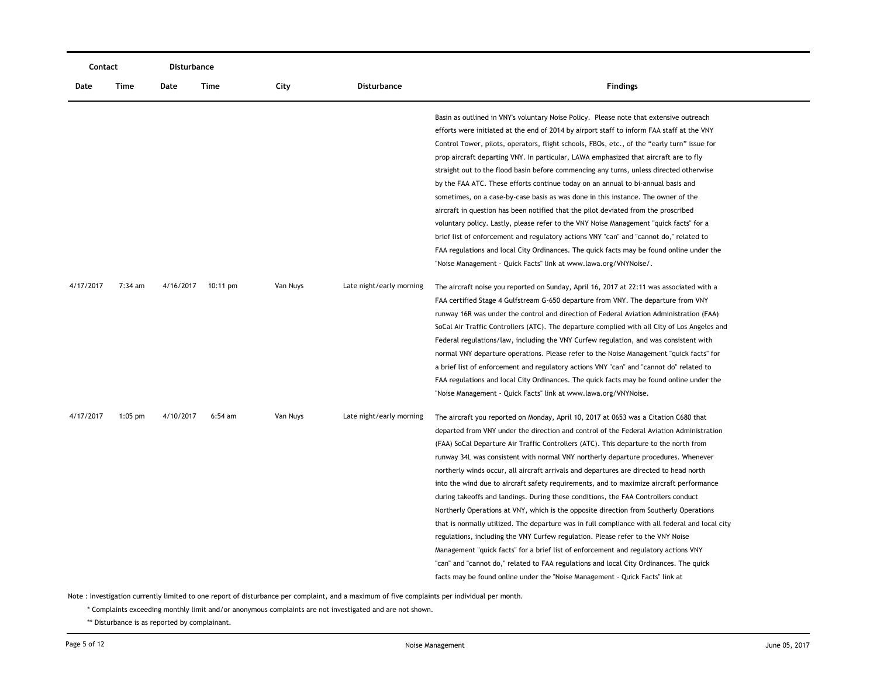| Contact | | Disturbance | | | | |
|---|---|---|---|---|---|---|
| Date | Time | Date | Time | City | Disturbance | Findings |
| | | | | | | Basin as outlined in VNY's voluntary Noise Policy. Please note that extensive outreach efforts were initiated at the end of 2014 by airport staff to inform FAA staff at the VNY Control Tower, pilots, operators, flight schools, FBOs, etc., of the "early turn" issue for prop aircraft departing VNY. In particular, LAWA emphasized that aircraft are to fly straight out to the flood basin before commencing any turns, unless directed otherwise by the FAA ATC. These efforts continue today on an annual to bi-annual basis and sometimes, on a case-by-case basis as was done in this instance. The owner of the aircraft in question has been notified that the pilot deviated from the proscribed voluntary policy. Lastly, please refer to the VNY Noise Management "quick facts" for a brief list of enforcement and regulatory actions VNY "can" and "cannot do," related to FAA regulations and local City Ordinances. The quick facts may be found online under the "Noise Management - Quick Facts" link at www.lawa.org/VNYNoise/. |
| 4/17/2017 | 7:34 am | 4/16/2017 | 10:11 pm | Van Nuys | Late night/early morning | The aircraft noise you reported on Sunday, April 16, 2017 at 22:11 was associated with a FAA certified Stage 4 Gulfstream G-650 departure from VNY. The departure from VNY runway 16R was under the control and direction of Federal Aviation Administration (FAA) SoCal Air Traffic Controllers (ATC). The departure complied with all City of Los Angeles and Federal regulations/law, including the VNY Curfew regulation, and was consistent with normal VNY departure operations. Please refer to the Noise Management "quick facts" for a brief list of enforcement and regulatory actions VNY "can" and "cannot do" related to FAA regulations and local City Ordinances. The quick facts may be found online under the "Noise Management - Quick Facts" link at www.lawa.org/VNYNoise. |
| 4/17/2017 | 1:05 pm | 4/10/2017 | 6:54 am | Van Nuys | Late night/early morning | The aircraft you reported on Monday, April 10, 2017 at 0653 was a Citation C680 that departed from VNY under the direction and control of the Federal Aviation Administration (FAA) SoCal Departure Air Traffic Controllers (ATC). This departure to the north from runway 34L was consistent with normal VNY northerly departure procedures. Whenever northerly winds occur, all aircraft arrivals and departures are directed to head north into the wind due to aircraft safety requirements, and to maximize aircraft performance during takeoffs and landings. During these conditions, the FAA Controllers conduct Northerly Operations at VNY, which is the opposite direction from Southerly Operations that is normally utilized. The departure was in full compliance with all federal and local city regulations, including the VNY Curfew regulation. Please refer to the VNY Noise Management "quick facts" for a brief list of enforcement and regulatory actions VNY "can" and "cannot do," related to FAA regulations and local City Ordinances. The quick facts may be found online under the "Noise Management - Quick Facts" link at |

Note : Investigation currently limited to one report of disturbance per complaint, and a maximum of five complaints per individual per month.

\* Complaints exceeding monthly limit and/or anonymous complaints are not investigated and are not shown.

\*\* Disturbance is as reported by complainant.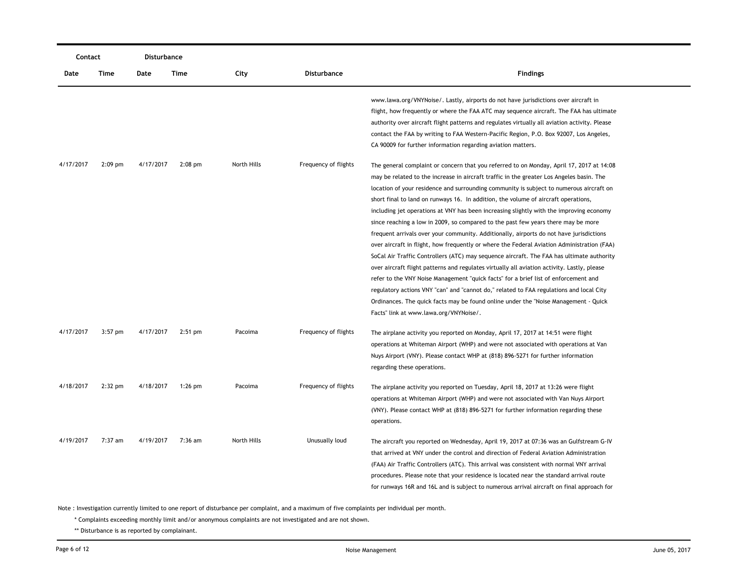| Contact | | Disturbance | | | | |
|---|---|---|---|---|---|---|
| Date | Time | Date | Time | City | Disturbance | Findings |
| | | | | | | www.lawa.org/VNYNoise/. Lastly, airports do not have jurisdictions over aircraft in flight, how frequently or where the FAA ATC may sequence aircraft. The FAA has ultimate authority over aircraft flight patterns and regulates virtually all aviation activity. Please contact the FAA by writing to FAA Western-Pacific Region, P.O. Box 92007, Los Angeles, CA 90009 for further information regarding aviation matters. |
| 4/17/2017 | 2:09 pm | 4/17/2017 | 2:08 pm | North Hills | Frequency of flights | The general complaint or concern that you referred to on Monday, April 17, 2017 at 14:08 may be related to the increase in aircraft traffic in the greater Los Angeles basin. The location of your residence and surrounding community is subject to numerous aircraft on short final to land on runways 16. In addition, the volume of aircraft operations, including jet operations at VNY has been increasing slightly with the improving economy since reaching a low in 2009, so compared to the past few years there may be more frequent arrivals over your community. Additionally, airports do not have jurisdictions over aircraft in flight, how frequently or where the Federal Aviation Administration (FAA) SoCal Air Traffic Controllers (ATC) may sequence aircraft. The FAA has ultimate authority over aircraft flight patterns and regulates virtually all aviation activity. Lastly, please refer to the VNY Noise Management "quick facts" for a brief list of enforcement and regulatory actions VNY "can" and "cannot do," related to FAA regulations and local City Ordinances. The quick facts may be found online under the "Noise Management - Quick Facts" link at www.lawa.org/VNYNoise/. |
| 4/17/2017 | 3:57 pm | 4/17/2017 | 2:51 pm | Pacoima | Frequency of flights | The airplane activity you reported on Monday, April 17, 2017 at 14:51 were flight operations at Whiteman Airport (WHP) and were not associated with operations at Van Nuys Airport (VNY). Please contact WHP at (818) 896-5271 for further information regarding these operations. |
| 4/18/2017 | 2:32 pm | 4/18/2017 | 1:26 pm | Pacoima | Frequency of flights | The airplane activity you reported on Tuesday, April 18, 2017 at 13:26 were flight operations at Whiteman Airport (WHP) and were not associated with Van Nuys Airport (VNY). Please contact WHP at (818) 896-5271 for further information regarding these operations. |
| 4/19/2017 | 7:37 am | 4/19/2017 | 7:36 am | North Hills | Unusually loud | The aircraft you reported on Wednesday, April 19, 2017 at 07:36 was an Gulfstream G-IV that arrived at VNY under the control and direction of Federal Aviation Administration (FAA) Air Traffic Controllers (ATC). This arrival was consistent with normal VNY arrival procedures. Please note that your residence is located near the standard arrival route for runways 16R and 16L and is subject to numerous arrival aircraft on final approach for |

Note : Investigation currently limited to one report of disturbance per complaint, and a maximum of five complaints per individual per month.

\* Complaints exceeding monthly limit and/or anonymous complaints are not investigated and are not shown.

\*\* Disturbance is as reported by complainant.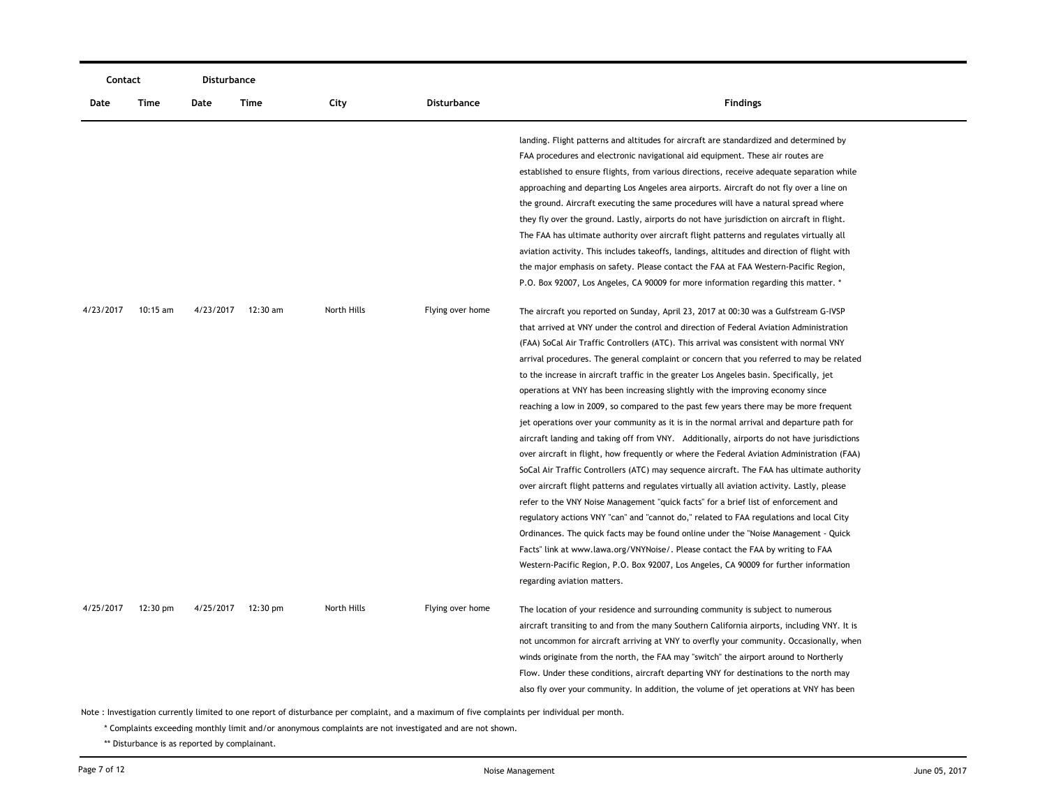| Contact | | Disturbance | | | | |
|---|---|---|---|---|---|---|
| Date | Time | Date | Time | City | Disturbance | Findings |
| | | | | | | landing. Flight patterns and altitudes for aircraft are standardized and determined by FAA procedures and electronic navigational aid equipment. These air routes are established to ensure flights, from various directions, receive adequate separation while approaching and departing Los Angeles area airports. Aircraft do not fly over a line on the ground. Aircraft executing the same procedures will have a natural spread where they fly over the ground. Lastly, airports do not have jurisdiction on aircraft in flight. The FAA has ultimate authority over aircraft flight patterns and regulates virtually all aviation activity. This includes takeoffs, landings, altitudes and direction of flight with the major emphasis on safety. Please contact the FAA at FAA Western-Pacific Region, P.O. Box 92007, Los Angeles, CA 90009 for more information regarding this matter. * |
| 4/23/2017 | 10:15 am | 4/23/2017 | 12:30 am | North Hills | Flying over home | The aircraft you reported on Sunday, April 23, 2017 at 00:30 was a Gulfstream G-IVSP that arrived at VNY under the control and direction of Federal Aviation Administration (FAA) SoCal Air Traffic Controllers (ATC). This arrival was consistent with normal VNY arrival procedures. The general complaint or concern that you referred to may be related to the increase in aircraft traffic in the greater Los Angeles basin. Specifically, jet operations at VNY has been increasing slightly with the improving economy since reaching a low in 2009, so compared to the past few years there may be more frequent jet operations over your community as it is in the normal arrival and departure path for aircraft landing and taking off from VNY. Additionally, airports do not have jurisdictions over aircraft in flight, how frequently or where the Federal Aviation Administration (FAA) SoCal Air Traffic Controllers (ATC) may sequence aircraft. The FAA has ultimate authority over aircraft flight patterns and regulates virtually all aviation activity. Lastly, please refer to the VNY Noise Management "quick facts" for a brief list of enforcement and regulatory actions VNY "can" and "cannot do," related to FAA regulations and local City Ordinances. The quick facts may be found online under the "Noise Management - Quick Facts" link at www.lawa.org/VNYNoise/. Please contact the FAA by writing to FAA Western-Pacific Region, P.O. Box 92007, Los Angeles, CA 90009 for further information regarding aviation matters. |
| 4/25/2017 | 12:30 pm | 4/25/2017 | 12:30 pm | North Hills | Flying over home | The location of your residence and surrounding community is subject to numerous aircraft transiting to and from the many Southern California airports, including VNY. It is not uncommon for aircraft arriving at VNY to overfly your community. Occasionally, when winds originate from the north, the FAA may "switch" the airport around to Northerly Flow. Under these conditions, aircraft departing VNY for destinations to the north may also fly over your community. In addition, the volume of jet operations at VNY has been |

Note : Investigation currently limited to one report of disturbance per complaint, and a maximum of five complaints per individual per month.

\* Complaints exceeding monthly limit and/or anonymous complaints are not investigated and are not shown.

** Disturbance is as reported by complainant.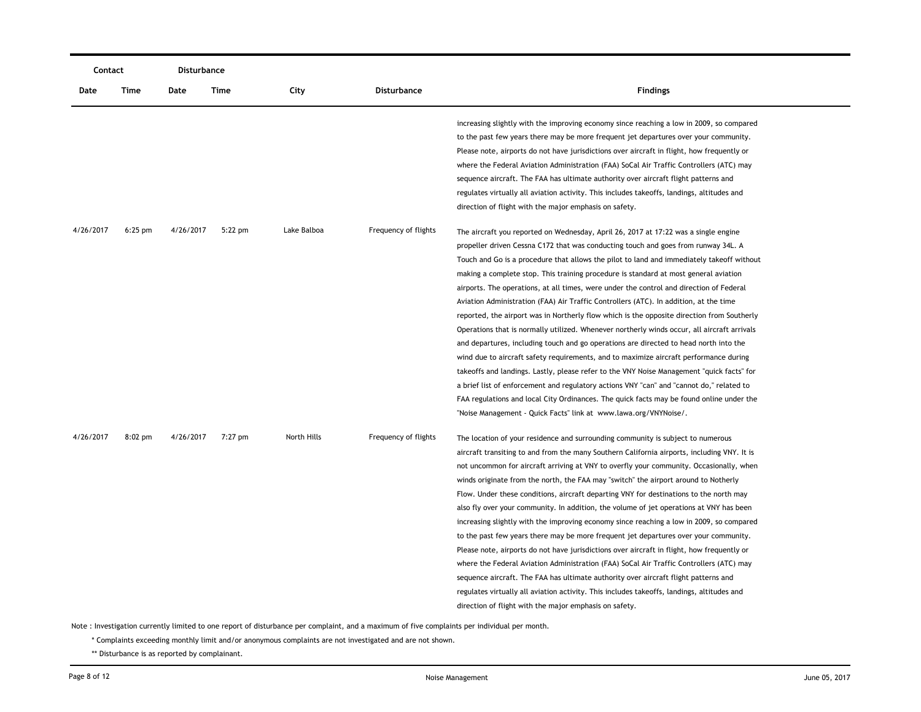| Contact | | Disturbance | | | | |
|---|---|---|---|---|---|---|
| Date | Time | Date | Time | City | Disturbance | Findings |
| | | | | | | increasing slightly with the improving economy since reaching a low in 2009, so compared to the past few years there may be more frequent jet departures over your community. Please note, airports do not have jurisdictions over aircraft in flight, how frequently or where the Federal Aviation Administration (FAA) SoCal Air Traffic Controllers (ATC) may sequence aircraft. The FAA has ultimate authority over aircraft flight patterns and regulates virtually all aviation activity. This includes takeoffs, landings, altitudes and direction of flight with the major emphasis on safety. |
| 4/26/2017 | 6:25 pm | 4/26/2017 | 5:22 pm | Lake Balboa | Frequency of flights | The aircraft you reported on Wednesday, April 26, 2017 at 17:22 was a single engine propeller driven Cessna C172 that was conducting touch and goes from runway 34L. A Touch and Go is a procedure that allows the pilot to land and immediately takeoff without making a complete stop. This training procedure is standard at most general aviation airports. The operations, at all times, were under the control and direction of Federal Aviation Administration (FAA) Air Traffic Controllers (ATC). In addition, at the time reported, the airport was in Northerly flow which is the opposite direction from Southerly Operations that is normally utilized. Whenever northerly winds occur, all aircraft arrivals and departures, including touch and go operations are directed to head north into the wind due to aircraft safety requirements, and to maximize aircraft performance during takeoffs and landings. Lastly, please refer to the VNY Noise Management "quick facts" for a brief list of enforcement and regulatory actions VNY "can" and "cannot do," related to FAA regulations and local City Ordinances. The quick facts may be found online under the "Noise Management - Quick Facts" link at www.lawa.org/VNYNoise/. |
| 4/26/2017 | 8:02 pm | 4/26/2017 | 7:27 pm | North Hills | Frequency of flights | The location of your residence and surrounding community is subject to numerous aircraft transiting to and from the many Southern California airports, including VNY. It is not uncommon for aircraft arriving at VNY to overfly your community. Occasionally, when winds originate from the north, the FAA may "switch" the airport around to Notherly Flow. Under these conditions, aircraft departing VNY for destinations to the north may also fly over your community. In addition, the volume of jet operations at VNY has been increasing slightly with the improving economy since reaching a low in 2009, so compared to the past few years there may be more frequent jet departures over your community. Please note, airports do not have jurisdictions over aircraft in flight, how frequently or where the Federal Aviation Administration (FAA) SoCal Air Traffic Controllers (ATC) may sequence aircraft. The FAA has ultimate authority over aircraft flight patterns and regulates virtually all aviation activity. This includes takeoffs, landings, altitudes and direction of flight with the major emphasis on safety. |

Note : Investigation currently limited to one report of disturbance per complaint, and a maximum of five complaints per individual per month.

\* Complaints exceeding monthly limit and/or anonymous complaints are not investigated and are not shown.

\** Disturbance is as reported by complainant.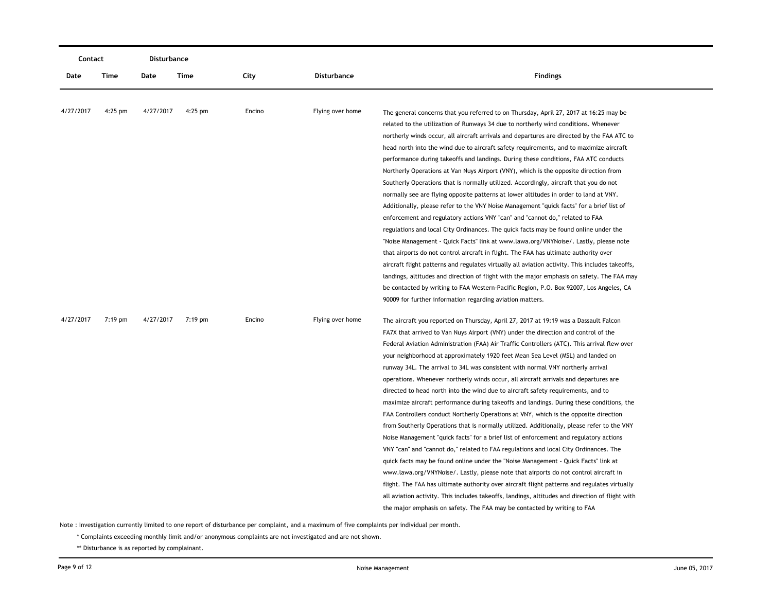| Contact | | Disturbance | | | | |
|---|---|---|---|---|---|---|
| Date | Time | Date | Time | City | Disturbance | Findings |
| 4/27/2017 | 4:25 pm | 4/27/2017 | 4:25 pm | Encino | Flying over home | The general concerns that you referred to on Thursday, April 27, 2017 at 16:25 may be related to the utilization of Runways 34 due to northerly wind conditions. Whenever northerly winds occur, all aircraft arrivals and departures are directed by the FAA ATC to head north into the wind due to aircraft safety requirements, and to maximize aircraft performance during takeoffs and landings. During these conditions, FAA ATC conducts Northerly Operations at Van Nuys Airport (VNY), which is the opposite direction from Southerly Operations that is normally utilized. Accordingly, aircraft that you do not normally see are flying opposite patterns at lower altitudes in order to land at VNY. Additionally, please refer to the VNY Noise Management "quick facts" for a brief list of enforcement and regulatory actions VNY "can" and "cannot do," related to FAA regulations and local City Ordinances. The quick facts may be found online under the "Noise Management - Quick Facts" link at www.lawa.org/VNYNoise/. Lastly, please note that airports do not control aircraft in flight. The FAA has ultimate authority over aircraft flight patterns and regulates virtually all aviation activity. This includes takeoffs, landings, altitudes and direction of flight with the major emphasis on safety. The FAA may be contacted by writing to FAA Western-Pacific Region, P.O. Box 92007, Los Angeles, CA 90009 for further information regarding aviation matters. |
| 4/27/2017 | 7:19 pm | 4/27/2017 | 7:19 pm | Encino | Flying over home | The aircraft you reported on Thursday, April 27, 2017 at 19:19 was a Dassault Falcon FA7X that arrived to Van Nuys Airport (VNY) under the direction and control of the Federal Aviation Administration (FAA) Air Traffic Controllers (ATC). This arrival flew over your neighborhood at approximately 1920 feet Mean Sea Level (MSL) and landed on runway 34L. The arrival to 34L was consistent with normal VNY northerly arrival operations. Whenever northerly winds occur, all aircraft arrivals and departures are directed to head north into the wind due to aircraft safety requirements, and to maximize aircraft performance during takeoffs and landings. During these conditions, the FAA Controllers conduct Northerly Operations at VNY, which is the opposite direction from Southerly Operations that is normally utilized. Additionally, please refer to the VNY Noise Management "quick facts" for a brief list of enforcement and regulatory actions VNY "can" and "cannot do," related to FAA regulations and local City Ordinances. The quick facts may be found online under the "Noise Management - Quick Facts" link at www.lawa.org/VNYNoise/. Lastly, please note that airports do not control aircraft in flight. The FAA has ultimate authority over aircraft flight patterns and regulates virtually all aviation activity. This includes takeoffs, landings, altitudes and direction of flight with the major emphasis on safety. The FAA may be contacted by writing to FAA |

Note : Investigation currently limited to one report of disturbance per complaint, and a maximum of five complaints per individual per month.

* Complaints exceeding monthly limit and/or anonymous complaints are not investigated and are not shown.

** Disturbance is as reported by complainant.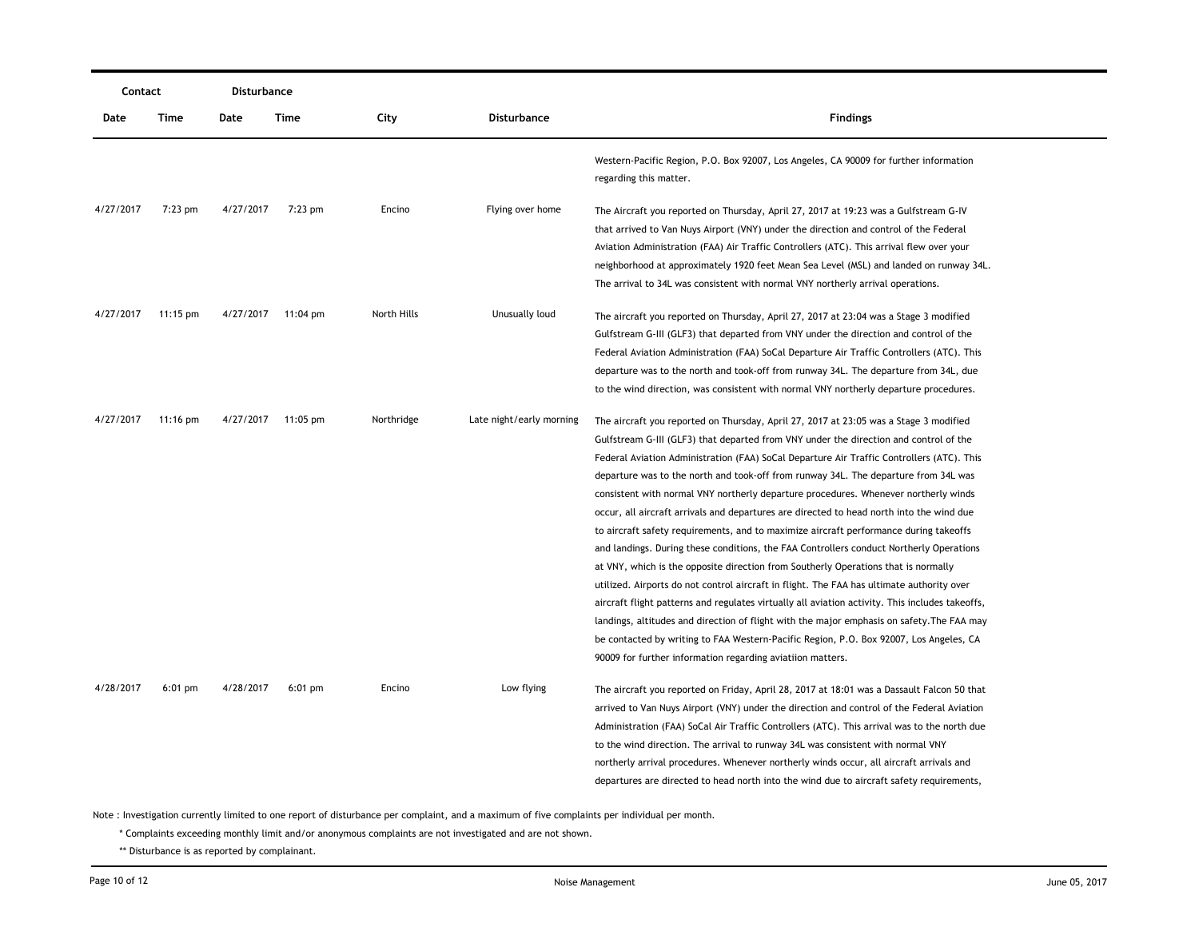| Contact | | Disturbance | | | | |
|---|---|---|---|---|---|---|
| Date | Time | Date | Time | City | Disturbance | Findings |
| | | | | | | Western-Pacific Region, P.O. Box 92007, Los Angeles, CA 90009 for further information regarding this matter. |
| 4/27/2017 | 7:23 pm | 4/27/2017 | 7:23 pm | Encino | Flying over home | The Aircraft you reported on Thursday, April 27, 2017 at 19:23 was a Gulfstream G-IV that arrived to Van Nuys Airport (VNY) under the direction and control of the Federal Aviation Administration (FAA) Air Traffic Controllers (ATC). This arrival flew over your neighborhood at approximately 1920 feet Mean Sea Level (MSL) and landed on runway 34L. The arrival to 34L was consistent with normal VNY northerly arrival operations. |
| 4/27/2017 | 11:15 pm | 4/27/2017 | 11:04 pm | North Hills | Unusually loud | The aircraft you reported on Thursday, April 27, 2017 at 23:04 was a Stage 3 modified Gulfstream G-III (GLF3) that departed from VNY under the direction and control of the Federal Aviation Administration (FAA) SoCal Departure Air Traffic Controllers (ATC). This departure was to the north and took-off from runway 34L. The departure from 34L, due to the wind direction, was consistent with normal VNY northerly departure procedures. |
| 4/27/2017 | 11:16 pm | 4/27/2017 | 11:05 pm | Northridge | Late night/early morning | The aircraft you reported on Thursday, April 27, 2017 at 23:05 was a Stage 3 modified Gulfstream G-III (GLF3) that departed from VNY under the direction and control of the Federal Aviation Administration (FAA) SoCal Departure Air Traffic Controllers (ATC). This departure was to the north and took-off from runway 34L. The departure from 34L was consistent with normal VNY northerly departure procedures. Whenever northerly winds occur, all aircraft arrivals and departures are directed to head north into the wind due to aircraft safety requirements, and to maximize aircraft performance during takeoffs and landings. During these conditions, the FAA Controllers conduct Northerly Operations at VNY, which is the opposite direction from Southerly Operations that is normally utilized. Airports do not control aircraft in flight. The FAA has ultimate authority over aircraft flight patterns and regulates virtually all aviation activity. This includes takeoffs, landings, altitudes and direction of flight with the major emphasis on safety.The FAA may be contacted by writing to FAA Western-Pacific Region, P.O. Box 92007, Los Angeles, CA 90009 for further information regarding aviatiion matters. |
| 4/28/2017 | 6:01 pm | 4/28/2017 | 6:01 pm | Encino | Low flying | The aircraft you reported on Friday, April 28, 2017 at 18:01 was a Dassault Falcon 50 that arrived to Van Nuys Airport (VNY) under the direction and control of the Federal Aviation Administration (FAA) SoCal Air Traffic Controllers (ATC). This arrival was to the north due to the wind direction. The arrival to runway 34L was consistent with normal VNY northerly arrival procedures. Whenever northerly winds occur, all aircraft arrivals and departures are directed to head north into the wind due to aircraft safety requirements, |

Note : Investigation currently limited to one report of disturbance per complaint, and a maximum of five complaints per individual per month.

\* Complaints exceeding monthly limit and/or anonymous complaints are not investigated and are not shown.

\*\* Disturbance is as reported by complainant.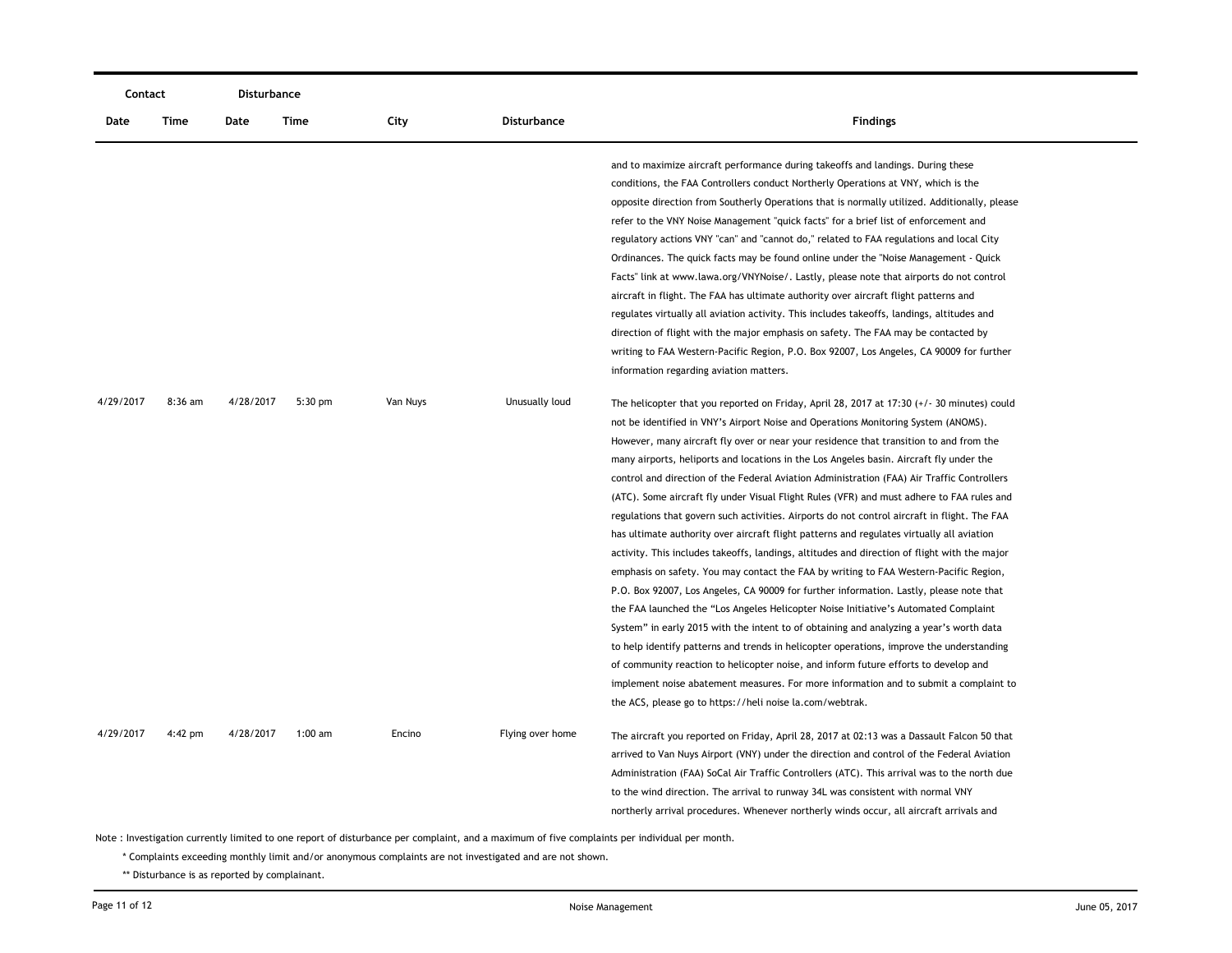| Contact | | Disturbance | | | | |
|---|---|---|---|---|---|---|
| Date | Time | Date | Time | City | Disturbance | Findings |
| | | | | | | and to maximize aircraft performance during takeoffs and landings. During these conditions, the FAA Controllers conduct Northerly Operations at VNY, which is the opposite direction from Southerly Operations that is normally utilized. Additionally, please refer to the VNY Noise Management "quick facts" for a brief list of enforcement and regulatory actions VNY "can" and "cannot do," related to FAA regulations and local City Ordinances. The quick facts may be found online under the "Noise Management - Quick Facts" link at www.lawa.org/VNYNoise/. Lastly, please note that airports do not control aircraft in flight. The FAA has ultimate authority over aircraft flight patterns and regulates virtually all aviation activity. This includes takeoffs, landings, altitudes and direction of flight with the major emphasis on safety. The FAA may be contacted by writing to FAA Western-Pacific Region, P.O. Box 92007, Los Angeles, CA 90009 for further information regarding aviation matters. |
| 4/29/2017 | 8:36 am | 4/28/2017 | 5:30 pm | Van Nuys | Unusually loud | The helicopter that you reported on Friday, April 28, 2017 at 17:30 (+/- 30 minutes) could not be identified in VNY's Airport Noise and Operations Monitoring System (ANOMS). However, many aircraft fly over or near your residence that transition to and from the many airports, heliports and locations in the Los Angeles basin. Aircraft fly under the control and direction of the Federal Aviation Administration (FAA) Air Traffic Controllers (ATC). Some aircraft fly under Visual Flight Rules (VFR) and must adhere to FAA rules and regulations that govern such activities. Airports do not control aircraft in flight. The FAA has ultimate authority over aircraft flight patterns and regulates virtually all aviation activity. This includes takeoffs, landings, altitudes and direction of flight with the major emphasis on safety. You may contact the FAA by writing to FAA Western-Pacific Region, P.O. Box 92007, Los Angeles, CA 90009 for further information. Lastly, please note that the FAA launched the "Los Angeles Helicopter Noise Initiative's Automated Complaint System" in early 2015 with the intent to of obtaining and analyzing a year's worth data to help identify patterns and trends in helicopter operations, improve the understanding of community reaction to helicopter noise, and inform future efforts to develop and implement noise abatement measures. For more information and to submit a complaint to the ACS, please go to https://heli noise la.com/webtrak. |
| 4/29/2017 | 4:42 pm | 4/28/2017 | 1:00 am | Encino | Flying over home | The aircraft you reported on Friday, April 28, 2017 at 02:13 was a Dassault Falcon 50 that arrived to Van Nuys Airport (VNY) under the direction and control of the Federal Aviation Administration (FAA) SoCal Air Traffic Controllers (ATC). This arrival was to the north due to the wind direction. The arrival to runway 34L was consistent with normal VNY northerly arrival procedures. Whenever northerly winds occur, all aircraft arrivals and |

Note : Investigation currently limited to one report of disturbance per complaint, and a maximum of five complaints per individual per month.

\* Complaints exceeding monthly limit and/or anonymous complaints are not investigated and are not shown.

\*\* Disturbance is as reported by complainant.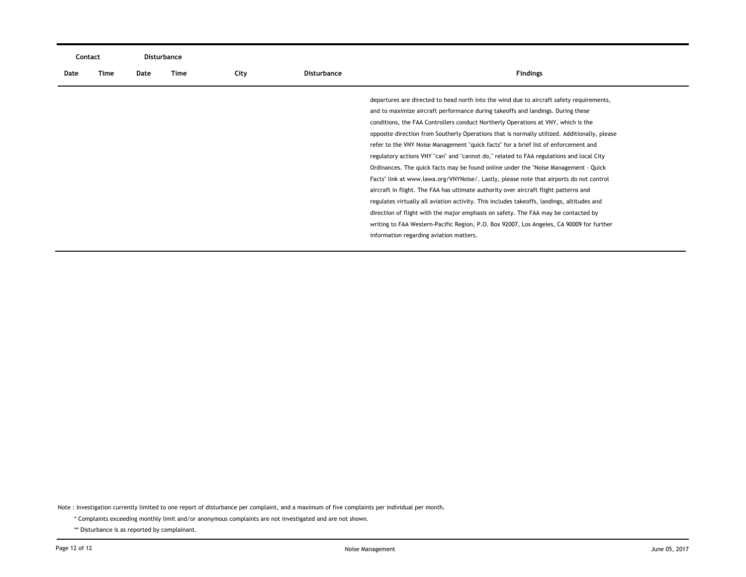| Contact | | Disturbance | | | | |
|---|---|---|---|---|---|---|
| Date | Time | Date | Time | City | Disturbance | Findings |
| | | | | | | departures are directed to head north into the wind due to aircraft safety requirements, and to maximize aircraft performance during takeoffs and landings. During these conditions, the FAA Controllers conduct Northerly Operations at VNY, which is the opposite direction from Southerly Operations that is normally utilized. Additionally, please refer to the VNY Noise Management "quick facts" for a brief list of enforcement and regulatory actions VNY "can" and "cannot do," related to FAA regulations and local City Ordinances. The quick facts may be found online under the "Noise Management - Quick Facts" link at www.lawa.org/VNYNoise/. Lastly, please note that airports do not control aircraft in flight. The FAA has ultimate authority over aircraft flight patterns and regulates virtually all aviation activity. This includes takeoffs, landings, altitudes and direction of flight with the major emphasis on safety. The FAA may be contacted by writing to FAA Western-Pacific Region, P.O. Box 92007, Los Angeles, CA 90009 for further information regarding aviation matters. |

Note : Investigation currently limited to one report of disturbance per complaint, and a maximum of five complaints per individual per month.

\* Complaints exceeding monthly limit and/or anonymous complaints are not investigated and are not shown.

\*\* Disturbance is as reported by complainant.